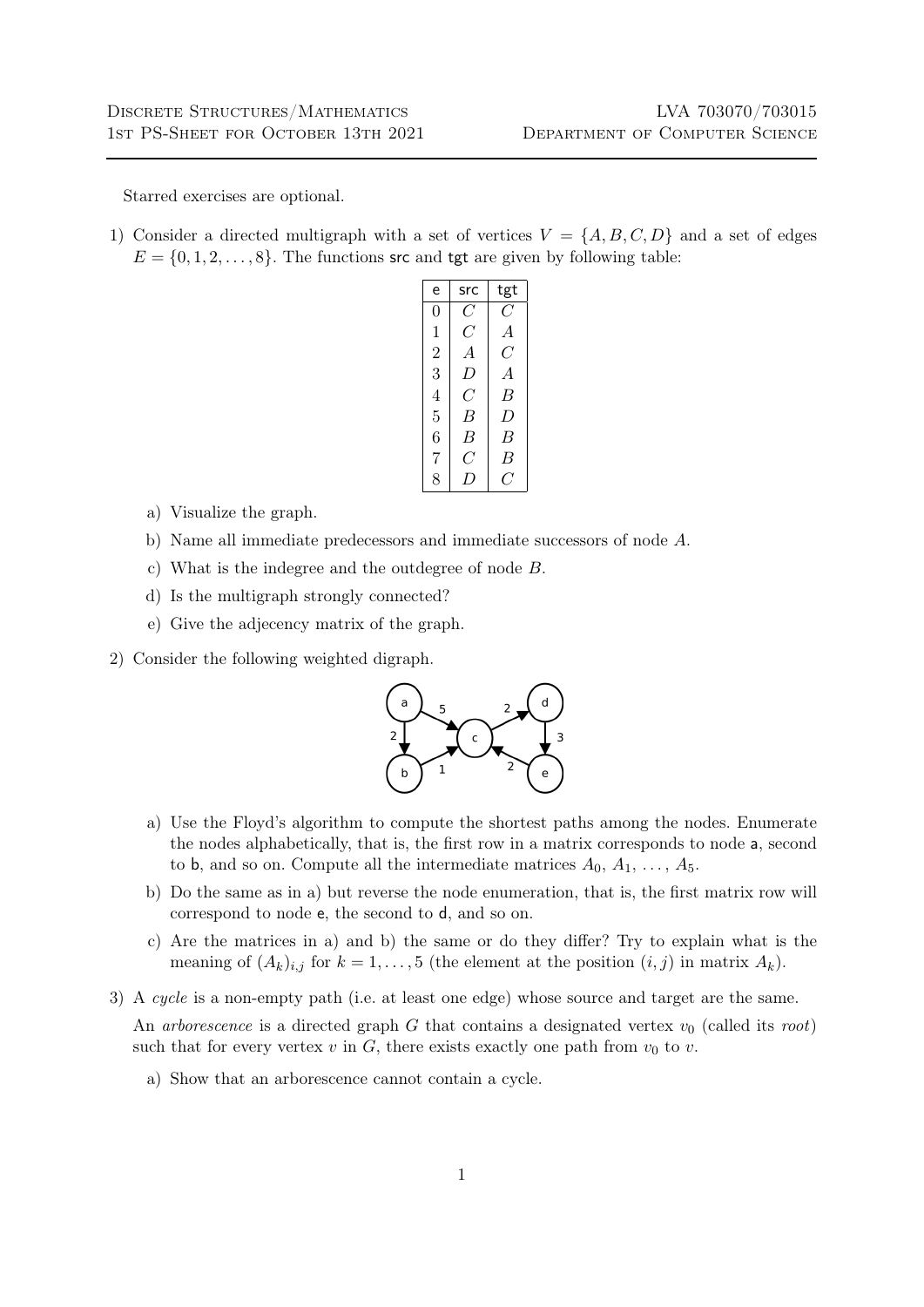Starred exercises are optional.

1) Consider a directed multigraph with a set of vertices $V = \{A, B, C, D\}$ and a set of edges $E = \{0, 1, 2, \dots, 8\}$. The functions src and tgt are given by following table:

| e | src | tgt |
|---|---|---|
| 0 | $C$ | $C$ |
| 1 | $C$ | $A$ |
| 2 | $A$ | $C$ |
| 3 | $D$ | $A$ |
| 4 | $C$ | $B$ |
| 5 | $B$ | $D$ |
| 6 | $B$ | $B$ |
| 7 | $C$ | $B$ |
| 8 | $D$ | $C$ |

   a) Visualize the graph.

   b) Name all immediate predecessors and immediate successors of node $A$.

   c) What is the indegree and the outdegree of node $B$.

   d) Is the multigraph strongly connected?

   e) Give the adjecency matrix of the graph.

2) Consider the following weighted digraph.

   a) Use the Floyd's algorithm to compute the shortest paths among the nodes. Enumerate the nodes alphabetically, that is, the first row in a matrix corresponds to node a, second to b, and so on. Compute all the intermediate matrices $A_0$, $A_1$, $\dots$, $A_5$.

   b) Do the same as in a) but reverse the node enumeration, that is, the first matrix row will correspond to node e, the second to d, and so on.

   c) Are the matrices in a) and b) the same or do they differ? Try to explain what is the meaning of $(A_k)_{i,j}$ for $k = 1, \dots, 5$ (the element at the position $(i, j)$ in matrix $A_k$).

3) A *cycle* is a non-empty path (i.e. at least one edge) whose source and target are the same.

   An *arborescence* is a directed graph $G$ that contains a designated vertex $v_0$ (called its *root*) such that for every vertex $v$ in $G$, there exists exactly one path from $v_0$ to $v$.

   a) Show that an arborescence cannot contain a cycle.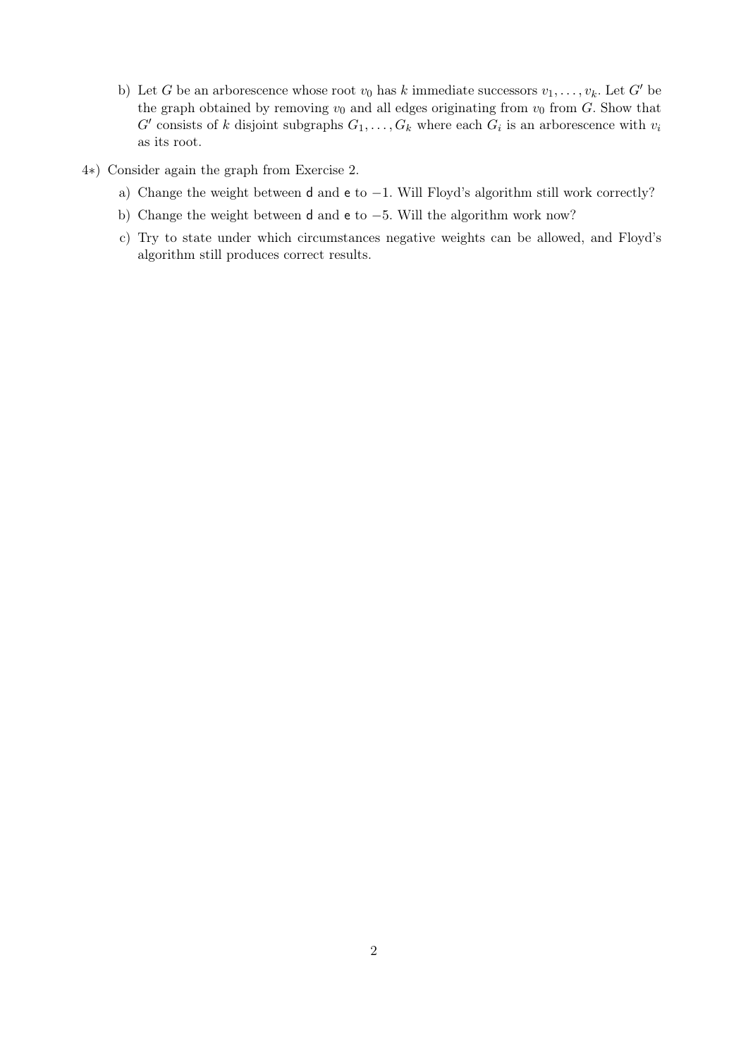b) Let $G$ be an arborescence whose root $v_0$ has $k$ immediate successors $v_1, \dots, v_k$. Let $G'$ be the graph obtained by removing $v_0$ and all edges originating from $v_0$ from $G$. Show that $G'$ consists of $k$ disjoint subgraphs $G_1, \dots, G_k$ where each $G_i$ is an arborescence with $v_i$ as its root.

4*) Consider again the graph from Exercise 2.

a) Change the weight between d and e to $-1$. Will Floyd's algorithm still work correctly?

b) Change the weight between d and e to $-5$. Will the algorithm work now?

c) Try to state under which circumstances negative weights can be allowed, and Floyd's algorithm still produces correct results.